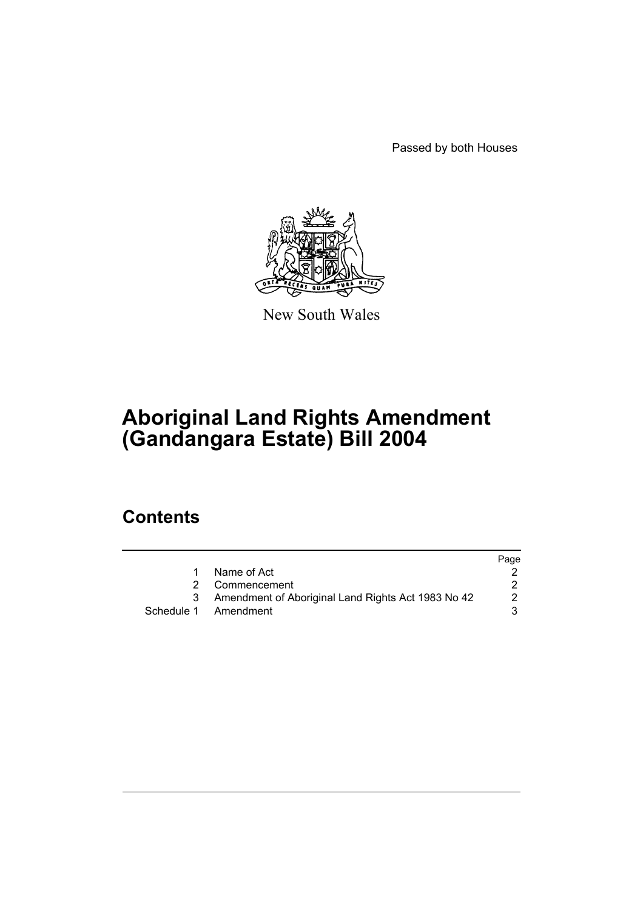Passed by both Houses

New South Wales

# Aboriginal Land Rights Amendment (Gandangara Estate) Bill 2004

## Contents

| | | Page |
|---|---|---|
| 1 | Name of Act | 2 |
| 2 | Commencement | 2 |
| 3 | Amendment of Aboriginal Land Rights Act 1983 No 42 | 2 |
| Schedule 1 | Amendment | 3 |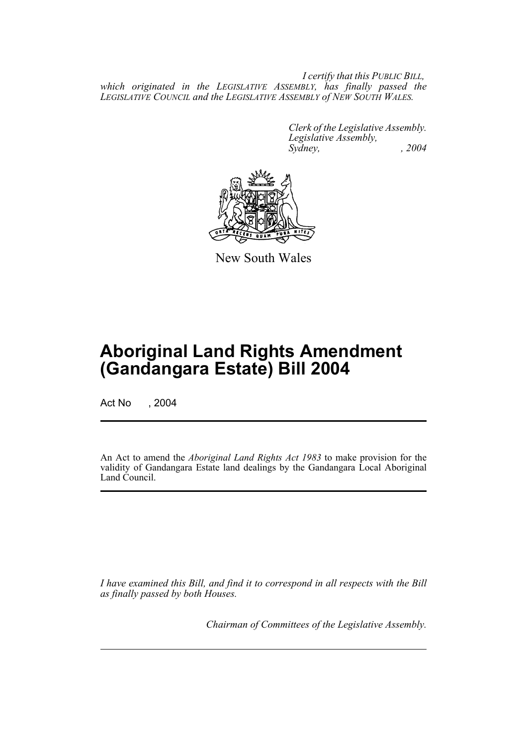*I certify that this PUBLIC BILL, which originated in the LEGISLATIVE ASSEMBLY, has finally passed the LEGISLATIVE COUNCIL and the LEGISLATIVE ASSEMBLY of NEW SOUTH WALES.*

*Clerk of the Legislative Assembly.*
*Legislative Assembly,*
*Sydney, , 2004*

New South Wales

# Aboriginal Land Rights Amendment (Gandangara Estate) Bill 2004

Act No , 2004

An Act to amend the *Aboriginal Land Rights Act 1983* to make provision for the validity of Gandangara Estate land dealings by the Gandangara Local Aboriginal Land Council.

*I have examined this Bill, and find it to correspond in all respects with the Bill as finally passed by both Houses.*

*Chairman of Committees of the Legislative Assembly.*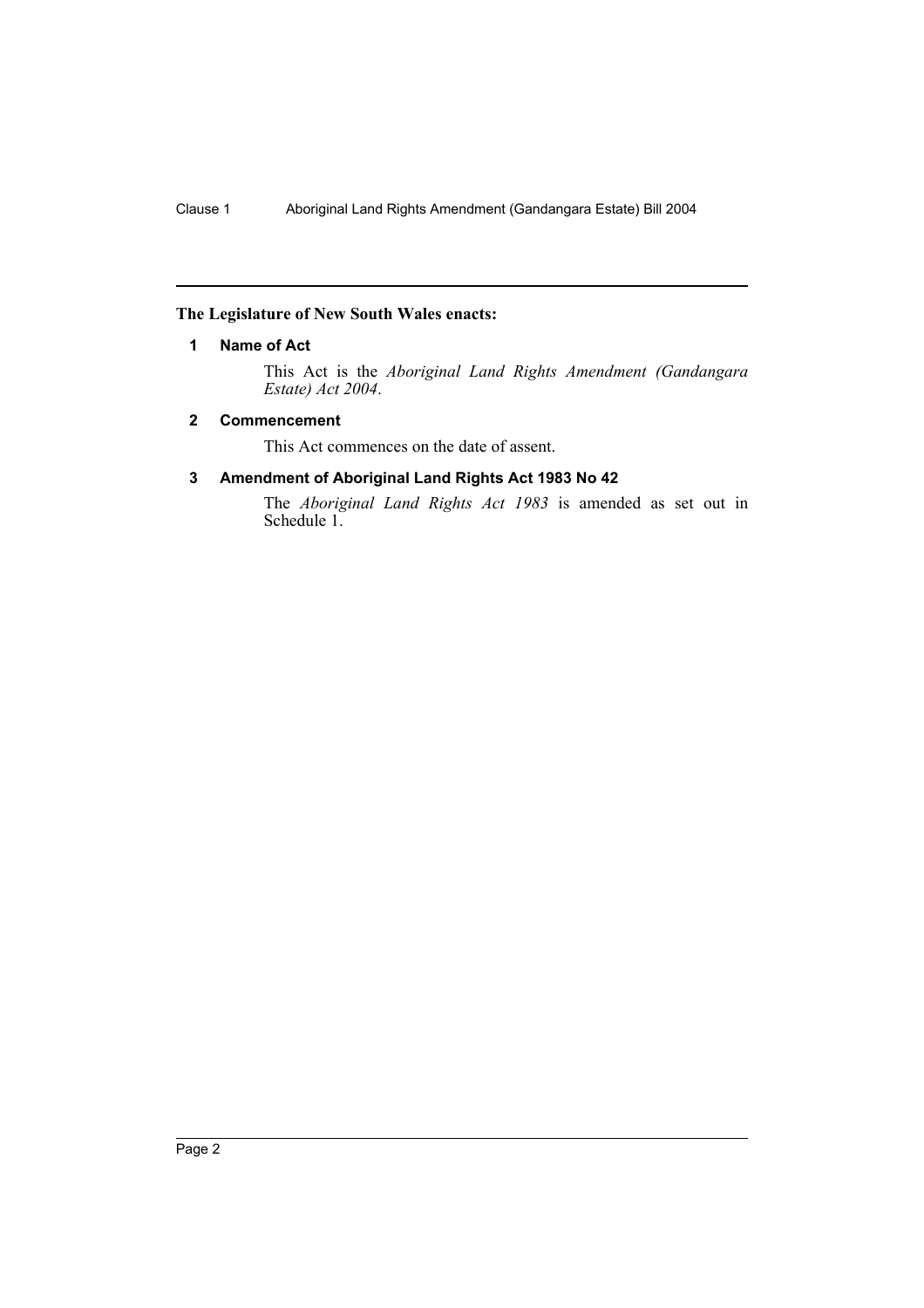**The Legislature of New South Wales enacts:**

### 1 Name of Act

This Act is the *Aboriginal Land Rights Amendment (Gandangara Estate) Act 2004*.

### 2 Commencement

This Act commences on the date of assent.

### 3 Amendment of Aboriginal Land Rights Act 1983 No 42

The *Aboriginal Land Rights Act 1983* is amended as set out in Schedule 1.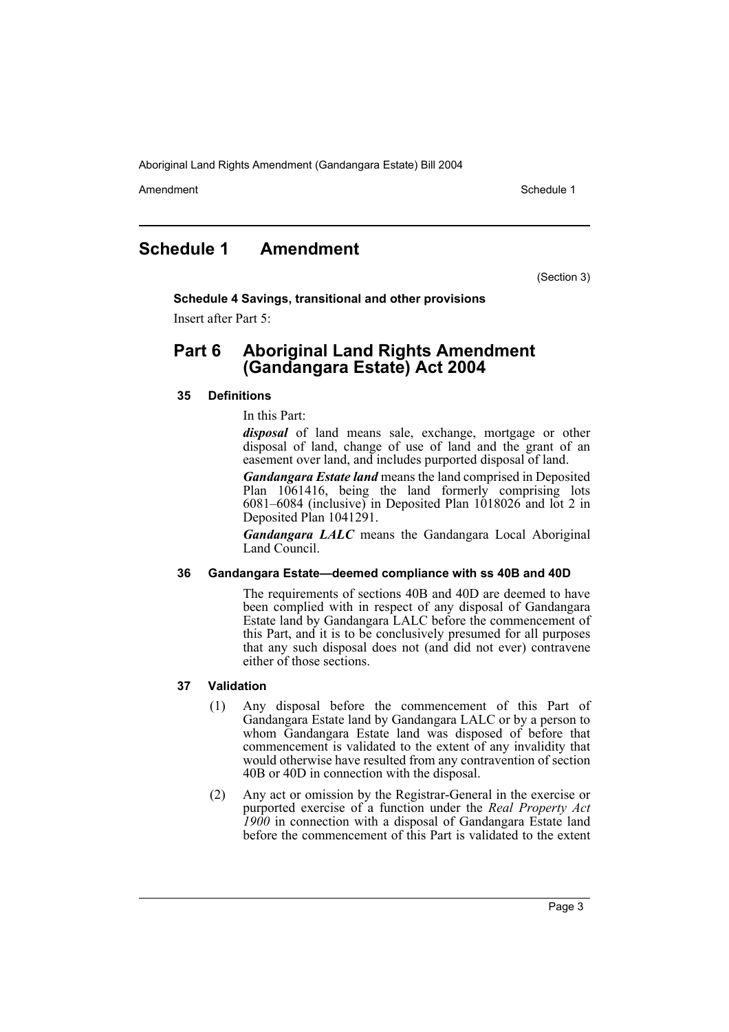# Schedule 1 Amendment

(Section 3)

**Schedule 4 Savings, transitional and other provisions**

Insert after Part 5:

## Part 6 Aboriginal Land Rights Amendment (Gandangara Estate) Act 2004

### 35 Definitions

In this Part:

***disposal*** of land means sale, exchange, mortgage or other disposal of land, change of use of land and the grant of an easement over land, and includes purported disposal of land.

***Gandangara Estate land*** means the land comprised in Deposited Plan 1061416, being the land formerly comprising lots 6081–6084 (inclusive) in Deposited Plan 1018026 and lot 2 in Deposited Plan 1041291.

***Gandangara LALC*** means the Gandangara Local Aboriginal Land Council.

### 36 Gandangara Estate—deemed compliance with ss 40B and 40D

The requirements of sections 40B and 40D are deemed to have been complied with in respect of any disposal of Gandangara Estate land by Gandangara LALC before the commencement of this Part, and it is to be conclusively presumed for all purposes that any such disposal does not (and did not ever) contravene either of those sections.

### 37 Validation

(1) Any disposal before the commencement of this Part of Gandangara Estate land by Gandangara LALC or by a person to whom Gandangara Estate land was disposed of before that commencement is validated to the extent of any invalidity that would otherwise have resulted from any contravention of section 40B or 40D in connection with the disposal.

(2) Any act or omission by the Registrar-General in the exercise or purported exercise of a function under the *Real Property Act 1900* in connection with a disposal of Gandangara Estate land before the commencement of this Part is validated to the extent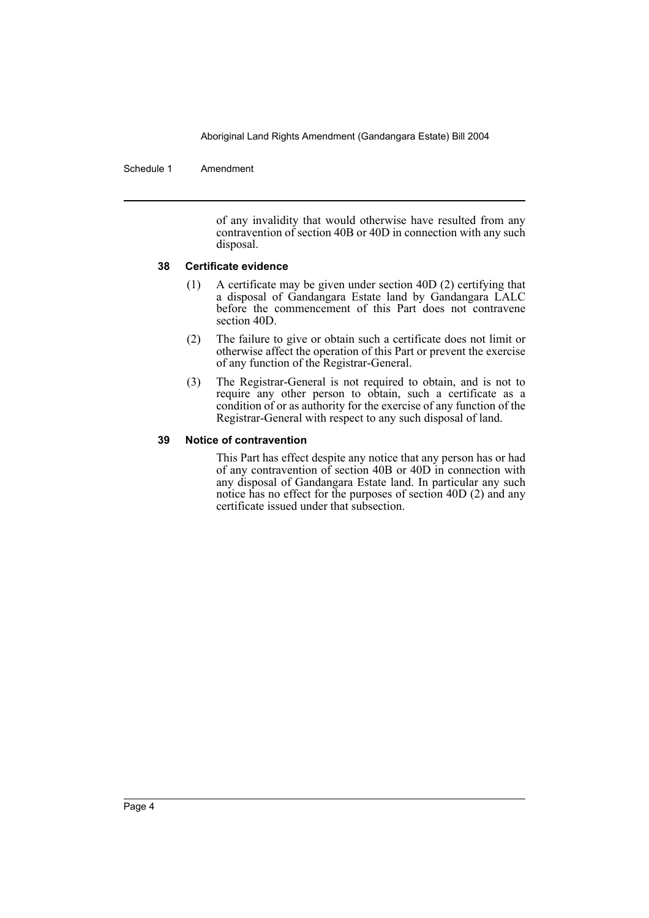of any invalidity that would otherwise have resulted from any contravention of section 40B or 40D in connection with any such disposal.

#### 38 Certificate evidence

(1) A certificate may be given under section 40D (2) certifying that a disposal of Gandangara Estate land by Gandangara LALC before the commencement of this Part does not contravene section 40D.

(2) The failure to give or obtain such a certificate does not limit or otherwise affect the operation of this Part or prevent the exercise of any function of the Registrar-General.

(3) The Registrar-General is not required to obtain, and is not to require any other person to obtain, such a certificate as a condition of or as authority for the exercise of any function of the Registrar-General with respect to any such disposal of land.

#### 39 Notice of contravention

This Part has effect despite any notice that any person has or had of any contravention of section 40B or 40D in connection with any disposal of Gandangara Estate land. In particular any such notice has no effect for the purposes of section 40D (2) and any certificate issued under that subsection.